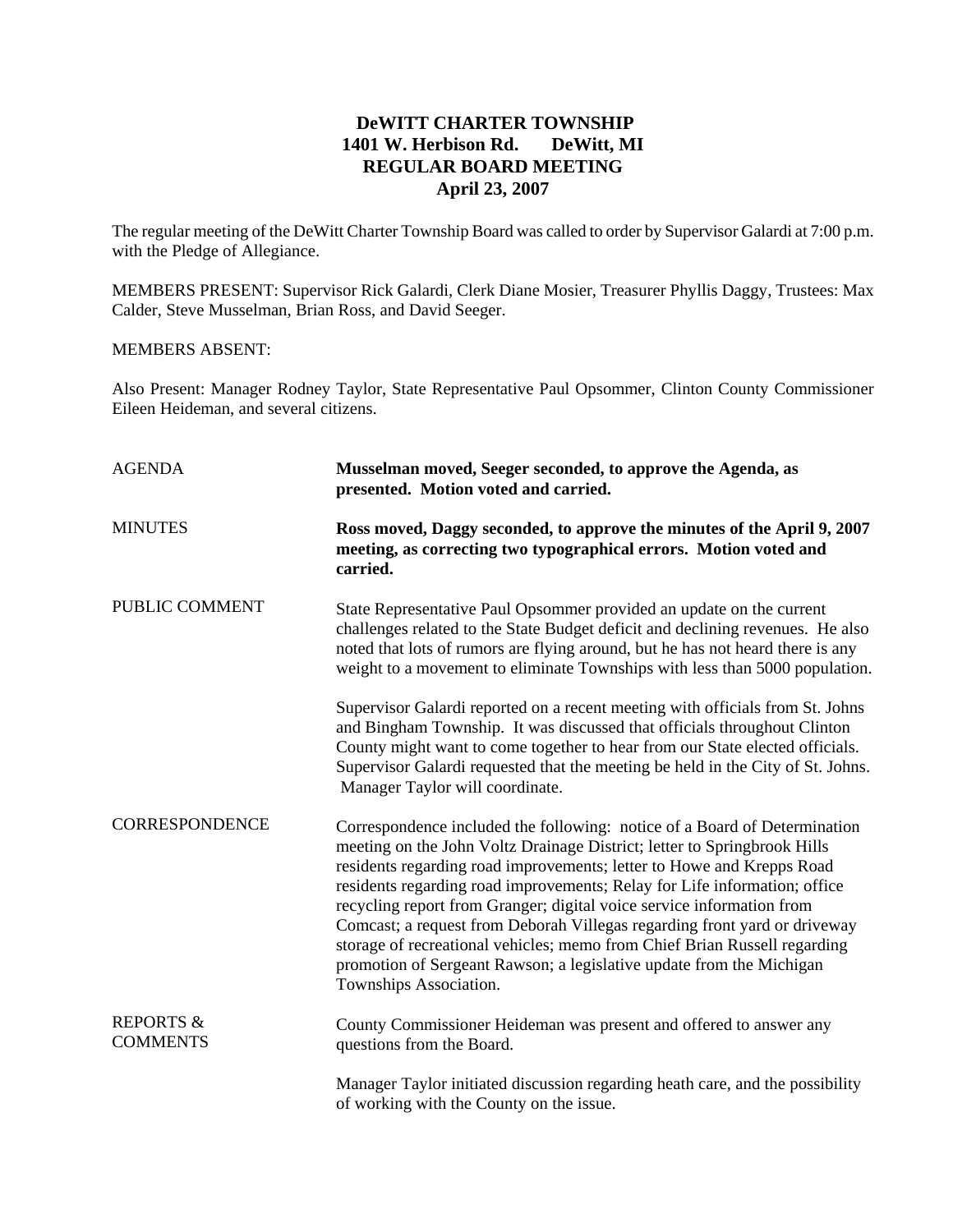# DeWITT CHARTER TOWNSHIP
## 1401 W. Herbison Rd. DeWitt, MI
## REGULAR BOARD MEETING
## April 23, 2007

The regular meeting of the DeWitt Charter Township Board was called to order by Supervisor Galardi at 7:00 p.m. with the Pledge of Allegiance.

MEMBERS PRESENT: Supervisor Rick Galardi, Clerk Diane Mosier, Treasurer Phyllis Daggy, Trustees: Max Calder, Steve Musselman, Brian Ross, and David Seeger.

MEMBERS ABSENT:

Also Present: Manager Rodney Taylor, State Representative Paul Opsommer, Clinton County Commissioner Eileen Heideman, and several citizens.

**AGENDA**

**Musselman moved, Seeger seconded, to approve the Agenda, as presented. Motion voted and carried.**

**MINUTES**

**Ross moved, Daggy seconded, to approve the minutes of the April 9, 2007 meeting, as correcting two typographical errors. Motion voted and carried.**

**PUBLIC COMMENT**

State Representative Paul Opsommer provided an update on the current challenges related to the State Budget deficit and declining revenues. He also noted that lots of rumors are flying around, but he has not heard there is any weight to a movement to eliminate Townships with less than 5000 population.

Supervisor Galardi reported on a recent meeting with officials from St. Johns and Bingham Township. It was discussed that officials throughout Clinton County might want to come together to hear from our State elected officials. Supervisor Galardi requested that the meeting be held in the City of St. Johns. Manager Taylor will coordinate.

**CORRESPONDENCE**

Correspondence included the following: notice of a Board of Determination meeting on the John Voltz Drainage District; letter to Springbrook Hills residents regarding road improvements; letter to Howe and Krepps Road residents regarding road improvements; Relay for Life information; office recycling report from Granger; digital voice service information from Comcast; a request from Deborah Villegas regarding front yard or driveway storage of recreational vehicles; memo from Chief Brian Russell regarding promotion of Sergeant Rawson; a legislative update from the Michigan Townships Association.

**REPORTS & COMMENTS**

County Commissioner Heideman was present and offered to answer any questions from the Board.

Manager Taylor initiated discussion regarding heath care, and the possibility of working with the County on the issue.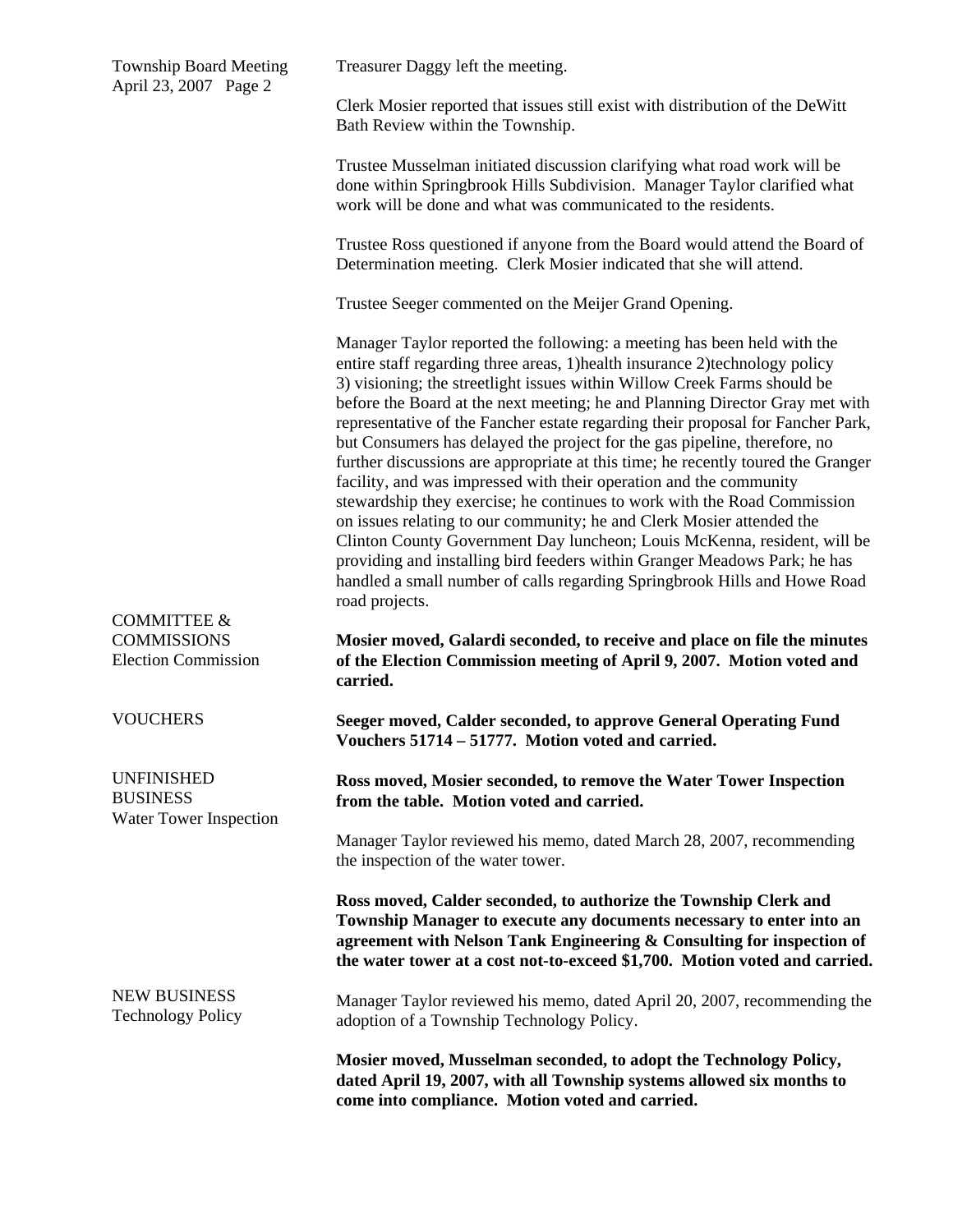Treasurer Daggy left the meeting.

Clerk Mosier reported that issues still exist with distribution of the DeWitt Bath Review within the Township.

Trustee Musselman initiated discussion clarifying what road work will be done within Springbrook Hills Subdivision. Manager Taylor clarified what work will be done and what was communicated to the residents.

Trustee Ross questioned if anyone from the Board would attend the Board of Determination meeting. Clerk Mosier indicated that she will attend.

Trustee Seeger commented on the Meijer Grand Opening.

Manager Taylor reported the following: a meeting has been held with the entire staff regarding three areas, 1)health insurance 2)technology policy 3) visioning; the streetlight issues within Willow Creek Farms should be before the Board at the next meeting; he and Planning Director Gray met with representative of the Fancher estate regarding their proposal for Fancher Park, but Consumers has delayed the project for the gas pipeline, therefore, no further discussions are appropriate at this time; he recently toured the Granger facility, and was impressed with their operation and the community stewardship they exercise; he continues to work with the Road Commission on issues relating to our community; he and Clerk Mosier attended the Clinton County Government Day luncheon; Louis McKenna, resident, will be providing and installing bird feeders within Granger Meadows Park; he has handled a small number of calls regarding Springbrook Hills and Howe Road road projects.

COMMITTEE & COMMISSIONS
Election Commission

**Mosier moved, Galardi seconded, to receive and place on file the minutes of the Election Commission meeting of April 9, 2007. Motion voted and carried.**

VOUCHERS

**Seeger moved, Calder seconded, to approve General Operating Fund Vouchers 51714 – 51777. Motion voted and carried.**

UNFINISHED BUSINESS
Water Tower Inspection

**Ross moved, Mosier seconded, to remove the Water Tower Inspection from the table. Motion voted and carried.**

Manager Taylor reviewed his memo, dated March 28, 2007, recommending the inspection of the water tower.

**Ross moved, Calder seconded, to authorize the Township Clerk and Township Manager to execute any documents necessary to enter into an agreement with Nelson Tank Engineering & Consulting for inspection of the water tower at a cost not-to-exceed $1,700. Motion voted and carried.**

NEW BUSINESS
Technology Policy

Manager Taylor reviewed his memo, dated April 20, 2007, recommending the adoption of a Township Technology Policy.

**Mosier moved, Musselman seconded, to adopt the Technology Policy, dated April 19, 2007, with all Township systems allowed six months to come into compliance. Motion voted and carried.**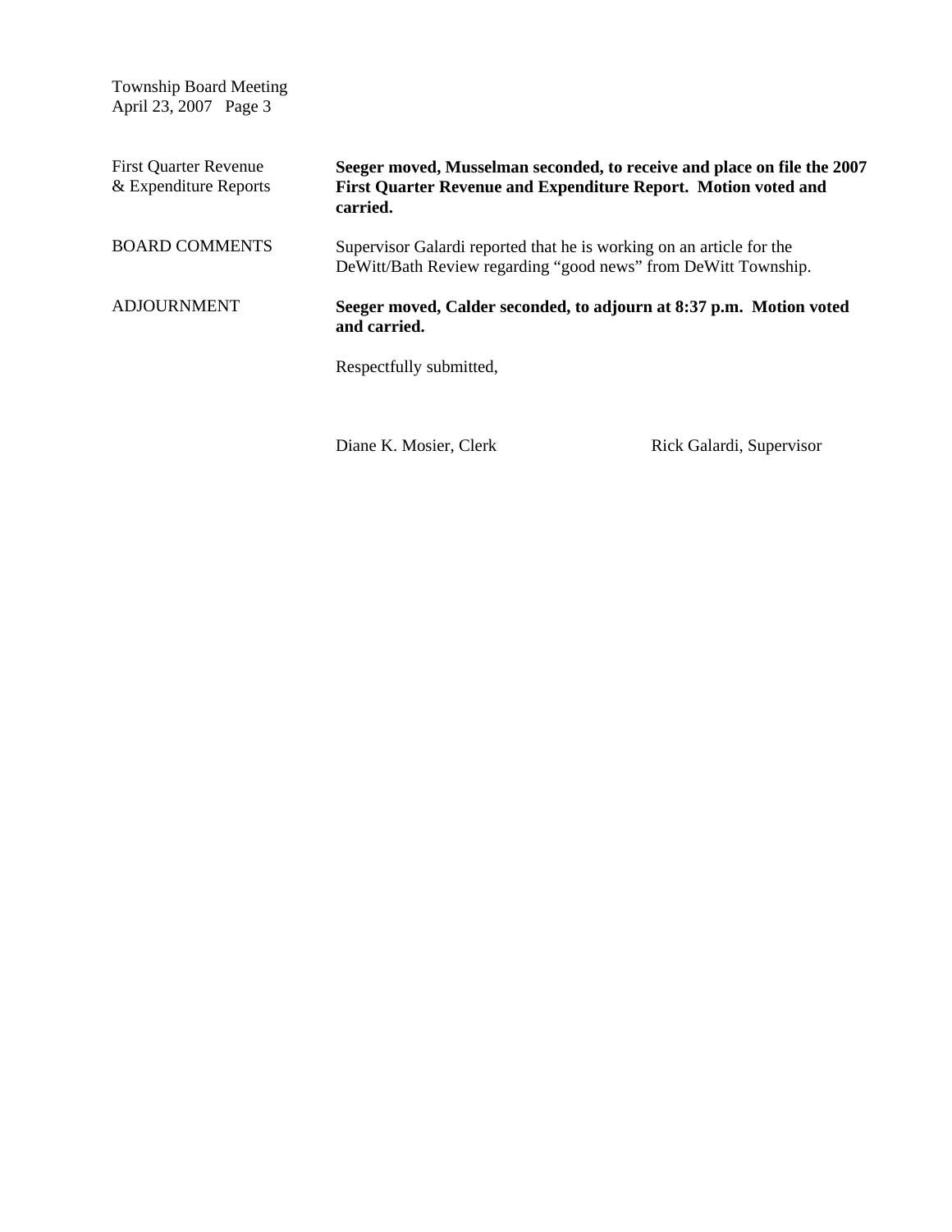First Quarter Revenue & Expenditure Reports

**Seeger moved, Musselman seconded, to receive and place on file the 2007 First Quarter Revenue and Expenditure Report. Motion voted and carried.**

BOARD COMMENTS

Supervisor Galardi reported that he is working on an article for the DeWitt/Bath Review regarding "good news" from DeWitt Township.

ADJOURNMENT

**Seeger moved, Calder seconded, to adjourn at 8:37 p.m. Motion voted and carried.**

Respectfully submitted,

Diane K. Mosier, Clerk

Rick Galardi, Supervisor